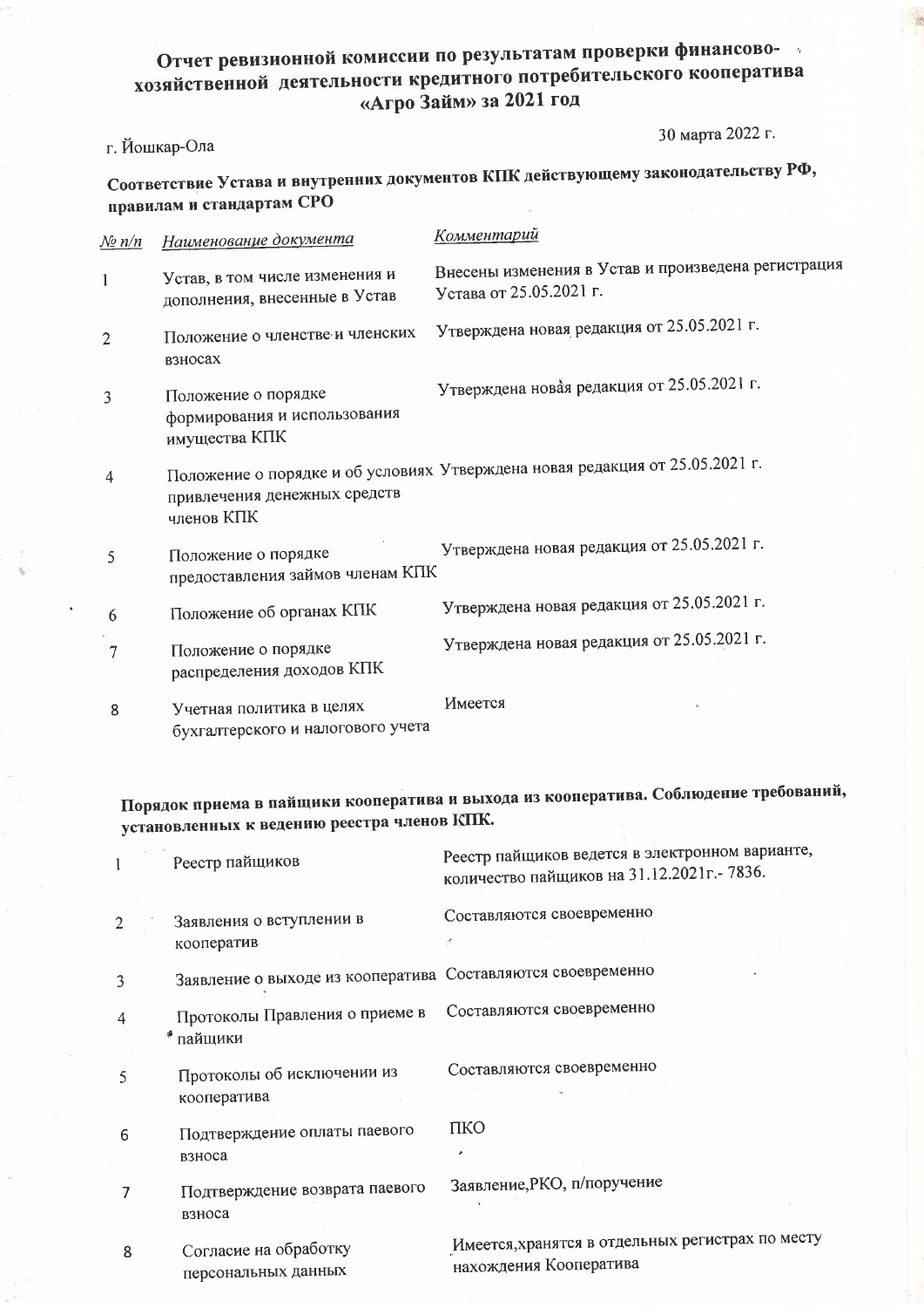# Отчет ревизионной комиссии по результатам проверки финансово-хозяйственной деятельности кредитного потребительского кооператива «Агро Займ» за 2021 год

г. Йошкар-Ола

30 марта 2022 г.

## Соответствие Устава и внутренних документов КПК действующему законодательству РФ, правилам и стандартам СРО

| *№ п/п* | *Наименование документа* | *Комментарий* |
| --- | --- | --- |
| 1 | Устав, в том числе изменения и дополнения, внесенные в Устав | Внесены изменения в Устав и произведена регистрация Устава от 25.05.2021 г. |
| 2 | Положение о членстве и членских взносах | Утверждена новая редакция от 25.05.2021 г. |
| 3 | Положение о порядке формирования и использования имущества КПК | Утверждена новая редакция от 25.05.2021 г. |
| 4 | Положение о порядке и об условиях привлечения денежных средств членов КПК | Утверждена новая редакция от 25.05.2021 г. |
| 5 | Положение о порядке предоставления займов членам КПК | Утверждена новая редакция от 25.05.2021 г. |
| 6 | Положение об органах КПК | Утверждена новая редакция от 25.05.2021 г. |
| 7 | Положение о порядке распределения доходов КПК | Утверждена новая редакция от 25.05.2021 г. |
| 8 | Учетная политика в целях бухгалтерского и налогового учета | Имеется |

## Порядок приема в пайщики кооператива и выхода из кооператива. Соблюдение требований, установленных к ведению реестра членов КПК.

| № п/п | Наименование документа | Комментарий |
| --- | --- | --- |
| 1 | Реестр пайщиков | Реестр пайщиков ведется в электронном варианте, количество пайщиков на 31.12.2021г.- 7836. |
| 2 | Заявления о вступлении в кооператив | Составляются своевременно |
| 3 | Заявление о выходе из кооператива | Составляются своевременно |
| 4 | Протоколы Правления о приеме в пайщики | Составляются своевременно |
| 5 | Протоколы об исключении из кооператива | Составляются своевременно |
| 6 | Подтверждение оплаты паевого взноса | ПКО |
| 7 | Подтверждение возврата паевого взноса | Заявление,РКО, п/поручение |
| 8 | Согласие на обработку персональных данных | Имеется,хранятся в отдельных регистрах по месту нахождения Кооператива |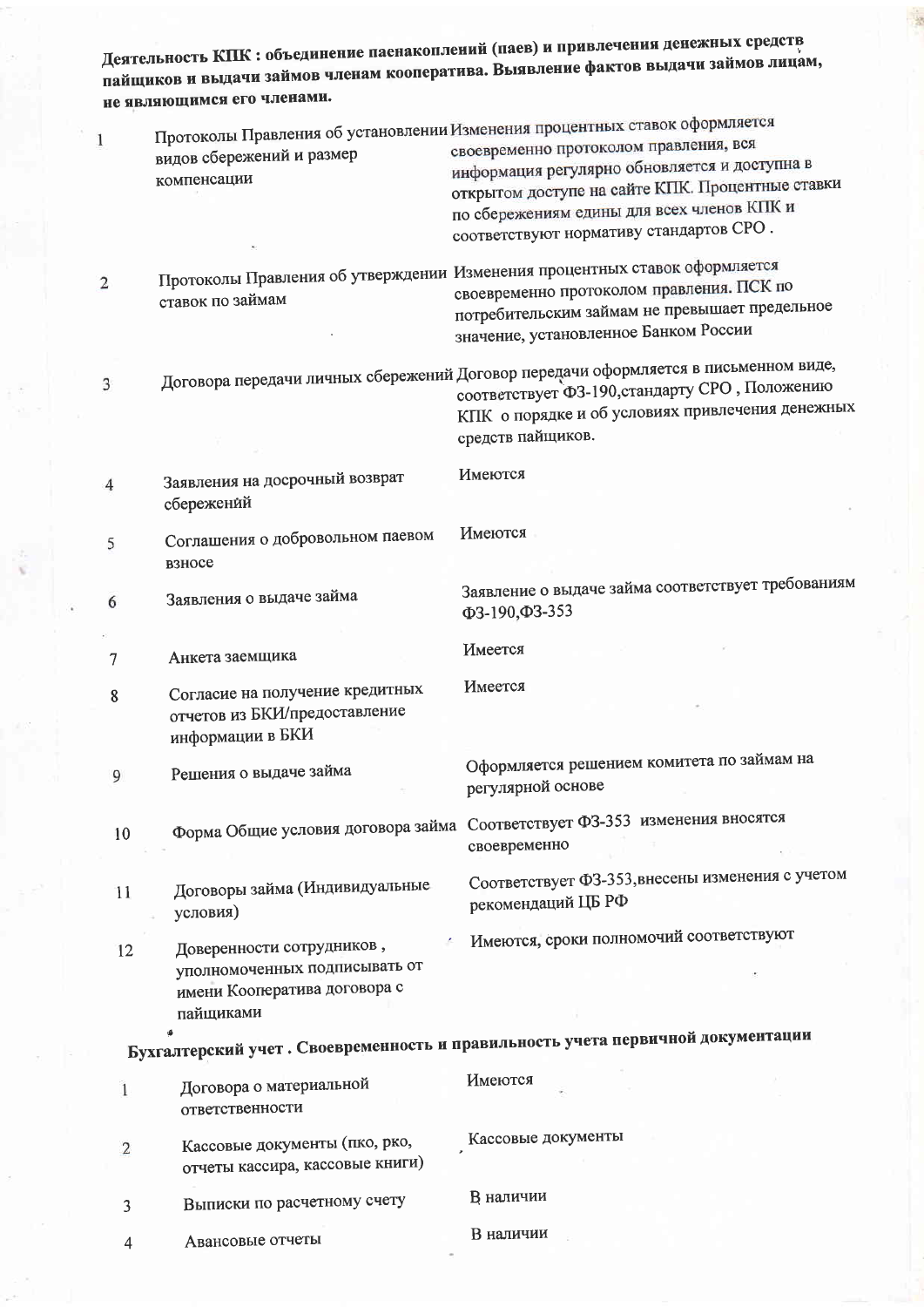**Деятельность КПК : объединение паенакоплений (паев) и привлечения денежных средств пайщиков и выдачи займов членам кооператива. Выявление фактов выдачи займов лицам, не являющимся его членами.**

| | | |
|---|---|---|
| 1 | Протоколы Правления об установлении видов сбережений и размер компенсации | Изменения процентных ставок оформляется своевременно протоколом правления, вся информация регулярно обновляется и доступна в открытом доступе на сайте КПК. Процентные ставки по сбережениям едины для всех членов КПК и соответствуют нормативу стандартов СРО . |
| 2 | Протоколы Правления об утверждении ставок по займам | Изменения процентных ставок оформляется своевременно протоколом правления. ПСК по потребительским займам не превышает предельное значение, установленное Банком России |
| 3 | Договора передачи личных сбережений | Договор передачи оформляется в письменном виде, соответствует ФЗ-190,стандарту СРО , Положению КПК о порядке и об условиях привлечения денежных средств пайщиков. |
| 4 | Заявления на досрочный возврат сбережений | Имеются |
| 5 | Соглашения о добровольном паевом взносе | Имеются |
| 6 | Заявления о выдаче займа | Заявление о выдаче займа соответствует требованиям ФЗ-190,ФЗ-353 |
| 7 | Анкета заемщика | Имеется |
| 8 | Согласие на получение кредитных отчетов из БКИ/предоставление информации в БКИ | Имеется |
| 9 | Решения о выдаче займа | Оформляется решением комитета по займам на регулярной основе |
| 10 | Форма Общие условия договора займа | Соответствует ФЗ-353 изменения вносятся своевременно |
| 11 | Договоры займа (Индивидуальные условия) | Соответствует ФЗ-353,внесены изменения с учетом рекомендаций ЦБ РФ |
| 12 | Доверенности сотрудников , уполномоченных подписывать от имени Кооператива договора с пайщиками | Имеются, сроки полномочий соответствуют |

**Бухгалтерский учет . Своевременность и правильность учета первичной документации**

| | | |
|---|---|---|
| 1 | Договора о материальной ответственности | Имеются |
| 2 | Кассовые документы (пко, рко, отчеты кассира, кассовые книги) | Кассовые документы |
| 3 | Выписки по расчетному счету | В наличии |
| 4 | Авансовые отчеты | В наличии |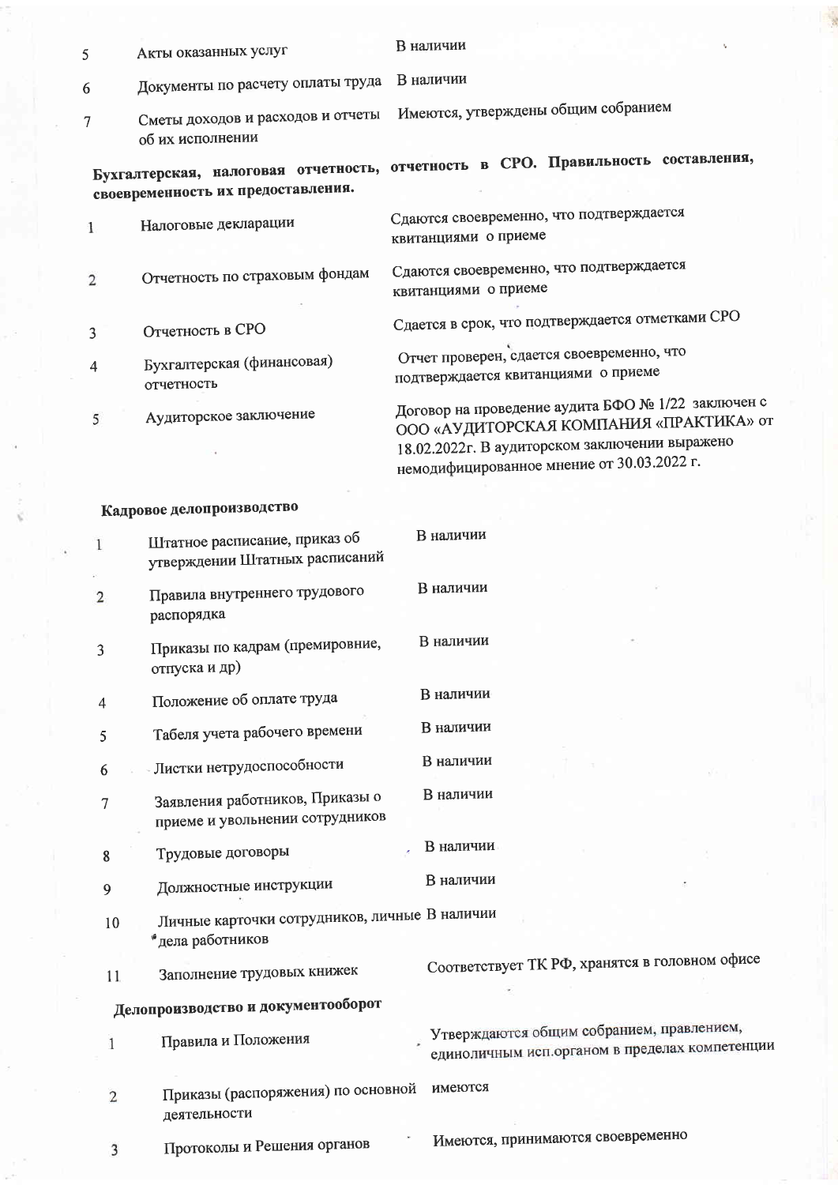| | | |
|---|---|---|
| 5 | Акты оказанных услуг | В наличии |
| 6 | Документы по расчету оплаты труда | В наличии |
| 7 | Сметы доходов и расходов и отчеты об их исполнении | Имеются, утверждены общим собранием |

**Бухгалтерская, налоговая отчетность, отчетность в СРО. Правильность составления, своевременность их предоставления.**

| | | |
|---|---|---|
| 1 | Налоговые декларации | Сдаются своевременно, что подтверждается квитанциями о приеме |
| 2 | Отчетность по страховым фондам | Сдаются своевременно, что подтверждается квитанциями о приеме |
| 3 | Отчетность в СРО | Сдается в срок, что подтверждается отметками СРО |
| 4 | Бухгалтерская (финансовая) отчетность | Отчет проверен, сдается своевременно, что подтверждается квитанциями о приеме |
| 5 | Аудиторское заключение | Договор на проведение аудита БФО № 1/22 заключен с ООО «АУДИТОРСКАЯ КОМПАНИЯ «ПРАКТИКА» от 18.02.2022г. В аудиторском заключении выражено немодифицированное мнение от 30.03.2022 г. |

**Кадровое делопроизводство**

| | | |
|---|---|---|
| 1 | Штатное расписание, приказ об утверждении Штатных расписаний | В наличии |
| 2 | Правила внутреннего трудового распорядка | В наличии |
| 3 | Приказы по кадрам (премировние, отпуска и др) | В наличии |
| 4 | Положение об оплате труда | В наличии |
| 5 | Табеля учета рабочего времени | В наличии |
| 6 | Листки нетрудоспособности | В наличии |
| 7 | Заявления работников, Приказы о приеме и увольнении сотрудников | В наличии |
| 8 | Трудовые договоры | В наличии |
| 9 | Должностные инструкции | В наличии |
| 10 | Личные карточки сотрудников, личные дела работников | В наличии |
| 11 | Заполнение трудовых книжек | Соответствует ТК РФ, хранятся в головном офисе |

**Делопроизводство и документооборот**

| | | |
|---|---|---|
| 1 | Правила и Положения | Утверждаются общим собранием, правлением, единоличным исп.органом в пределах компетенции |
| 2 | Приказы (распоряжения) по основной деятельности | имеются |
| 3 | Протоколы и Решения органов | Имеются, принимаются своевременно |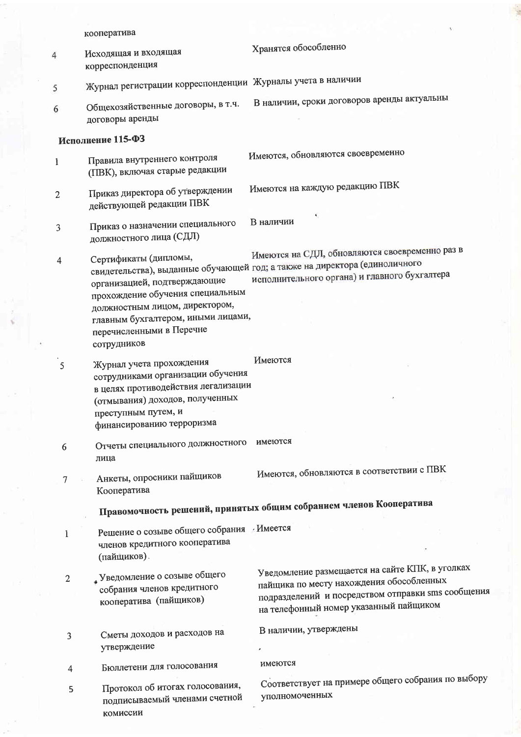| | | |
|---|---|---|
| | кооператива | |
| 4 | Исходящая и входящая корреспонденция | Хранятся обособленно |
| 5 | Журнал регистрации корреспонденции | Журналы учета в наличии |
| 6 | Общехозяйственные договоры, в т.ч. договоры аренды | В наличии, сроки договоров аренды актуальны |

**Исполнение 115-ФЗ**

| | | |
|---|---|---|
| 1 | Правила внутреннего контроля (ПВК), включая старые редакции | Имеются, обновляются своевременно |
| 2 | Приказ директора об утверждении действующей редакции ПВК | Имеются на каждую редакцию ПВК |
| 3 | Приказ о назначении специального должностного лица (СДЛ) | В наличии |
| 4 | Сертификаты (дипломы, свидетельства), выданные обучающей организацией, подтверждающие прохождение обучения специальным должностным лицом, директором, главным бухгалтером, иными лицами, перечисленными в Перечне сотрудников | Имеются на СДЛ, обновляются своевременно раз в год; а также на директора (единоличного исполнительного органа) и главного бухгалтера |
| 5 | Журнал учета прохождения сотрудниками организации обучения в целях противодействия легализации (отмывания) доходов, полученных преступным путем, и финансированию терроризма | Имеются |
| 6 | Отчеты специального должностного лица | имеются |
| 7 | Анкеты, опросники пайщиков Кооператива | Имеются, обновляются в соответствии с ПВК |

**Правомочность решений, принятых общим собранием членов Кооператива**

| | | |
|---|---|---|
| 1 | Решение о созыве общего собрания членов кредитного кооператива (пайщиков). | Имеется |
| 2 | Уведомление о созыве общего собрания членов кредитного кооператива (пайщиков) | Уведомление размещается на сайте КПК, в уголках пайщика по месту нахождения обособленных подразделений и посредством отправки sms сообщения на телефонный номер указанный пайщиком |
| 3 | Сметы доходов и расходов на утверждение | В наличии, утверждены |
| 4 | Бюллетени для голосования | имеются |
| 5 | Протокол об итогах голосования, подписываемый членами счетной комиссии | Соответствует на примере общего собрания по выбору уполномоченных |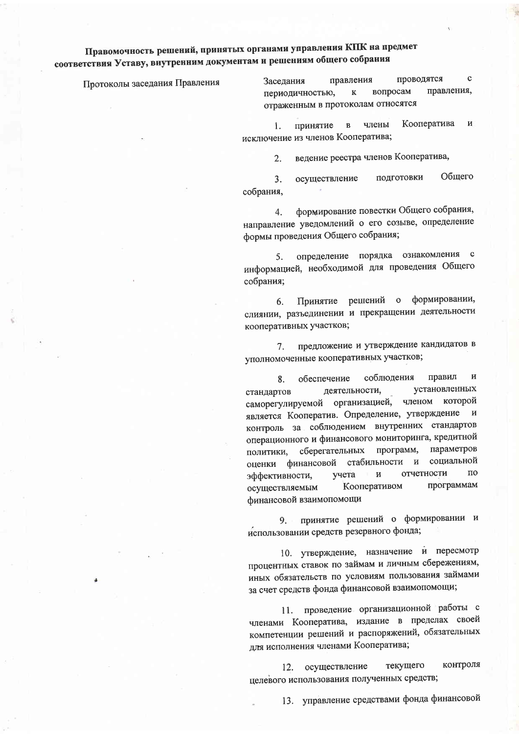**Правомочность решений, принятых органами управления КПК на предмет соответствия Уставу, внутренним документам и решениям общего собрания**

| | |
|---|---|
| Протоколы заседания Правления | Заседания правления проводятся с периодичностью, к вопросам правления, отраженным в протоколам относятся<br><br>1. принятие в члены Кооператива и исключение из членов Кооператива;<br><br>2. ведение реестра членов Кооператива,<br><br>3. осуществление подготовки Общего собрания,<br><br>4. формирование повестки Общего собрания, направление уведомлений о его созыве, определение формы проведения Общего собрания;<br><br>5. определение порядка ознакомления с информацией, необходимой для проведения Общего собрания;<br><br>6. Принятие решений о формировании, слиянии, разъединении и прекращении деятельности кооперативных участков;<br><br>7. предложение и утверждение кандидатов в уполномоченные кооперативных участков;<br><br>8. обеспечение соблюдения правил и стандартов деятельности, установленных саморегулируемой организацией, членом которой является Кооператив. Определение, утверждение и контроль за соблюдением внутренних стандартов операционного и финансового мониторинга, кредитной политики, сберегательных программ, параметров оценки финансовой стабильности и социальной эффективности, учета и отчетности по осуществляемым Кооперативом программам финансовой взаимопомощи<br><br>9. принятие решений о формировании и использовании средств резервного фонда;<br><br>10. утверждение, назначение и пересмотр процентных ставок по займам и личным сбережениям, иных обязательств по условиям пользования займами за счет средств фонда финансовой взаимопомощи;<br><br>11. проведение организационной работы с членами Кооператива, издание в пределах своей компетенции решений и распоряжений, обязательных для исполнения членами Кооператива;<br><br>12. осуществление текущего контроля целевого использования полученных средств;<br><br>13. управление средствами фонда финансовой |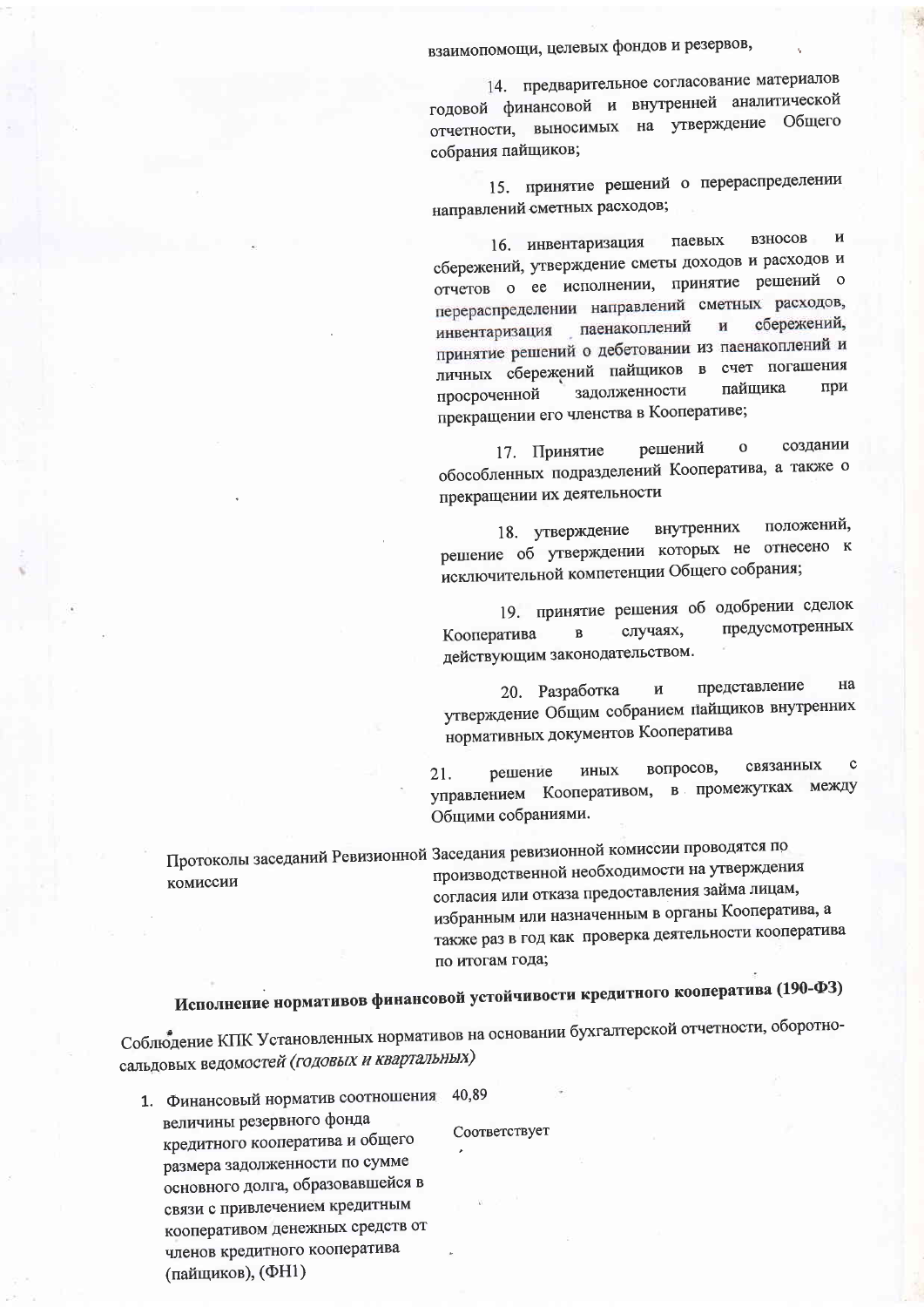взаимопомощи, целевых фондов и резервов,

14. предварительное согласование материалов годовой финансовой и внутренней аналитической отчетности, выносимых на утверждение Общего собрания пайщиков;

15. принятие решений о перераспределении направлений сметных расходов;

16. инвентаризация паевых взносов и сбережений, утверждение сметы доходов и расходов и отчетов о ее исполнении, принятие решений о перераспределении направлений сметных расходов, инвентаризация паенакоплений и сбережений, принятие решений о дебетовании из паенакоплений и личных сбережений пайщиков в счет погашения просроченной задолженности пайщика при прекращении его членства в Кооперативе;

17. Принятие решений о создании обособленных подразделений Кооператива, а также о прекращении их деятельности

18. утверждение внутренних положений, решение об утверждении которых не отнесено к исключительной компетенции Общего собрания;

19. принятие решения об одобрении сделок Кооператива в случаях, предусмотренных действующим законодательством.

20. Разработка и представление на утверждение Общим собранием пайщиков внутренних нормативных документов Кооператива

21. решение иных вопросов, связанных с управлением Кооперативом, в промежутках между Общими собраниями.

| | |
|---|---|
| Протоколы заседаний Ревизионной комиссии | Заседания ревизионной комиссии проводятся по производственной необходимости на утверждения согласия или отказа предоставления займа лицам, избранным или назначенным в органы Кооператива, а также раз в год как проверка деятельности кооператива по итогам года; |

## Исполнение нормативов финансовой устойчивости кредитного кооператива (190-ФЗ)

Соблюдение КПК Установленных нормативов на основании бухгалтерской отчетности, оборотно-сальдовых ведомостей *(годовых и квартальных)*

| | |
|---|---|
| 1. Финансовый норматив соотношения величины резервного фонда кредитного кооператива и общего размера задолженности по сумме основного долга, образовавшейся в связи с привлечением кредитным кооперативом денежных средств от членов кредитного кооператива (пайщиков), (ФН1) | 40,89<br><br>Соответствует |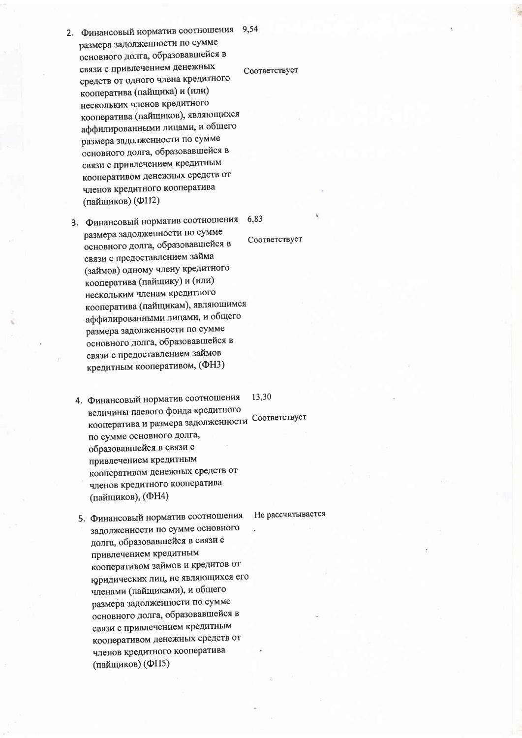| | | |
|---|---|---|
| 2. | Финансовый норматив соотношения размера задолженности по сумме основного долга, образовавшейся в связи с привлечением денежных средств от одного члена кредитного кооператива (пайщика) и (или) нескольких членов кредитного кооператива (пайщиков), являющихся аффилированными лицами, и общего размера задолженности по сумме основного долга, образовавшейся в связи с привлечением кредитным кооперативом денежных средств от членов кредитного кооператива (пайщиков) (ФН2) | 9,54<br><br>Соответствует |
| 3. | Финансовый норматив соотношения размера задолженности по сумме основного долга, образовавшейся в связи с предоставлением займа (займов) одному члену кредитного кооператива (пайщику) и (или) нескольким членам кредитного кооператива (пайщикам), являющимся аффилированными лицами, и общего размера задолженности по сумме основного долга, образовавшейся в связи с предоставлением займов кредитным кооперативом, (ФН3) | 6,83<br><br>Соответствует |
| 4. | Финансовый норматив соотношения величины паевого фонда кредитного кооператива и размера задолженности по сумме основного долга, образовавшейся в связи с привлечением кредитным кооперативом денежных средств от членов кредитного кооператива (пайщиков), (ФН4) | 13,30<br><br>Соответствует |
| 5. | Финансовый норматив соотношения задолженности по сумме основного долга, образовавшейся в связи с привлечением кредитным кооперативом займов и кредитов от юридических лиц, не являющихся его членами (пайщиками), и общего размера задолженности по сумме основного долга, образовавшейся в связи с привлечением кредитным кооперативом денежных средств от членов кредитного кооператива (пайщиков) (ФН5) | Не рассчитывается |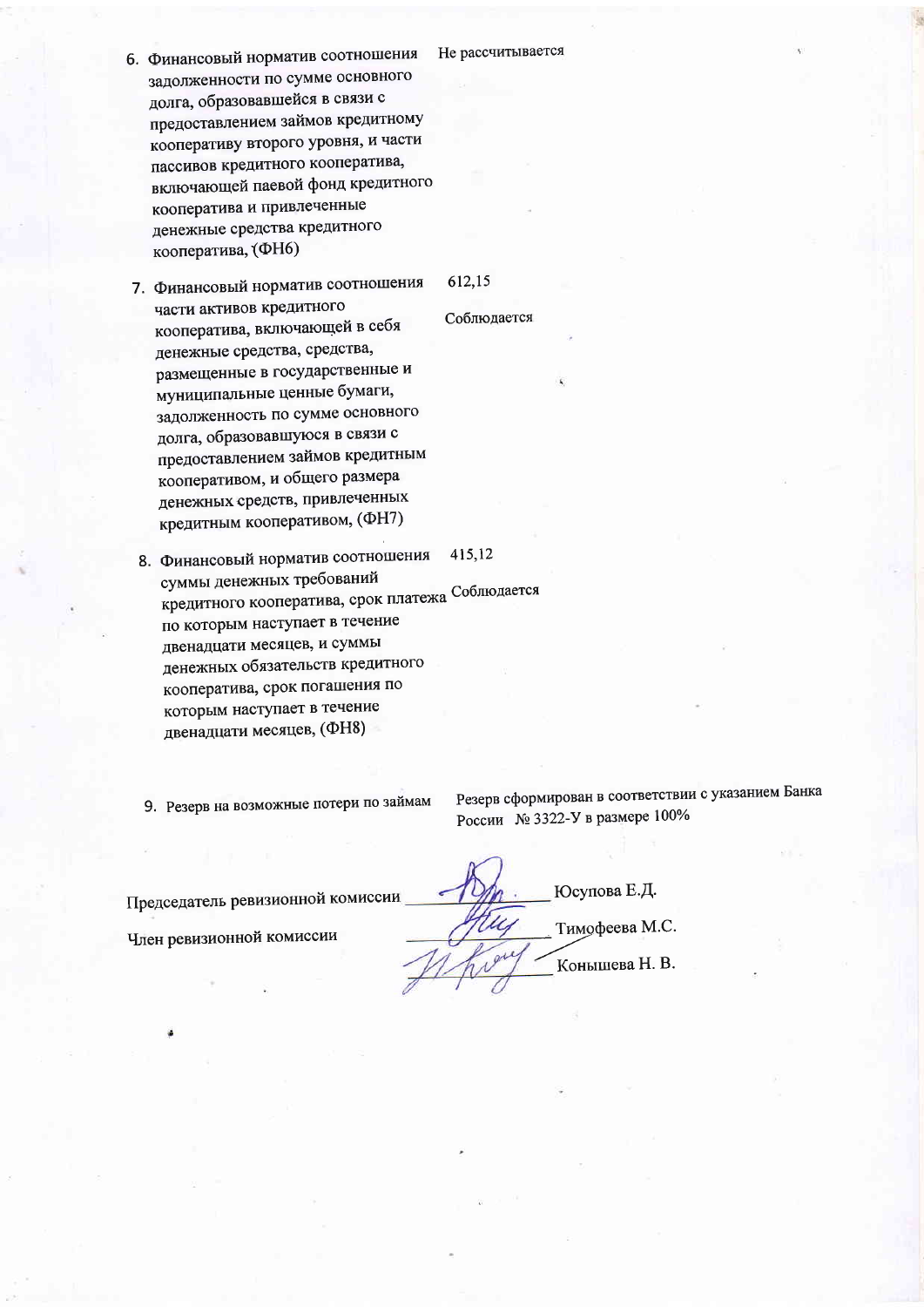| | |
|---|---|
| 6. Финансовый норматив соотношения задолженности по сумме основного долга, образовавшейся в связи с предоставлением займов кредитному кооперативу второго уровня, и части пассивов кредитного кооператива, включающей паевой фонд кредитного кооператива и привлеченные денежные средства кредитного кооператива, (ФН6) | Не рассчитывается |
| 7. Финансовый норматив соотношения части активов кредитного кооператива, включающей в себя денежные средства, средства, размещенные в государственные и муниципальные ценные бумаги, задолженность по сумме основного долга, образовавшуюся в связи с предоставлением займов кредитным кооперативом, и общего размера денежных средств, привлеченных кредитным кооперативом, (ФН7) | 612,15<br>Соблюдается |
| 8. Финансовый норматив соотношения суммы денежных требований кредитного кооператива, срок платежа по которым наступает в течение двенадцати месяцев, и суммы денежных обязательств кредитного кооператива, срок погашения по которым наступает в течение двенадцати месяцев, (ФН8) | 415,12<br>Соблюдается |
| 9. Резерв на возможные потери по займам | Резерв сформирован в соответствии с указанием Банка России № 3322-У в размере 100% |

Председатель ревизионной комиссии _____________ Юсупова Е.Д.

Член ревизионной комиссии _____________ Тимофеева М.С.

_____________ Конышева Н. В.